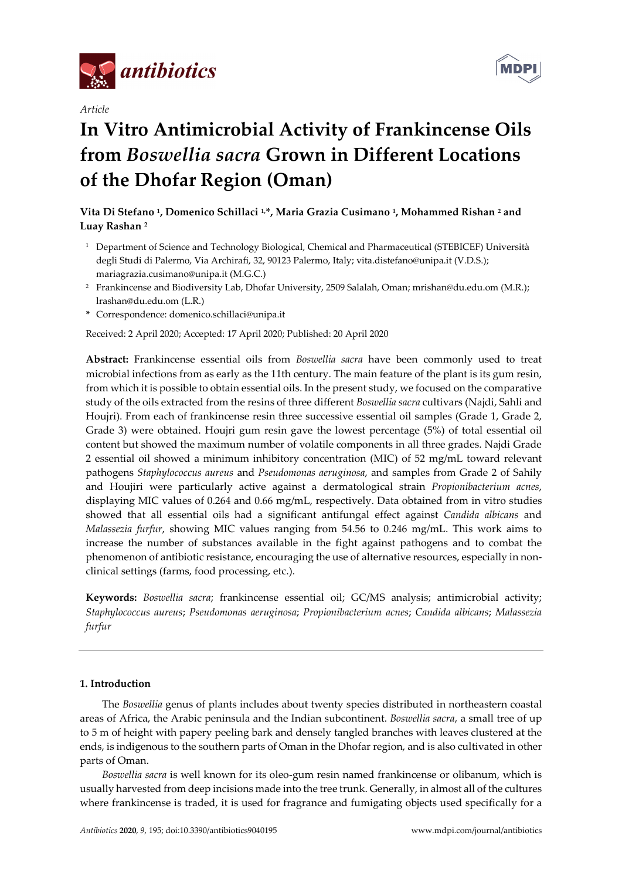*Article*

# In Vitro Antimicrobial Activity of Frankincense Oils from *Boswellia sacra* Grown in Different Locations of the Dhofar Region (Oman)

**Vita Di Stefano [1], Domenico Schillaci [1,*], Maria Grazia Cusimano [1], Mohammed Rishan [2] and Luay Rashan [2]**

[1] Department of Science and Technology Biological, Chemical and Pharmaceutical (STEBICEF) Università degli Studi di Palermo, Via Archirafi, 32, 90123 Palermo, Italy; vita.distefano@unipa.it (V.D.S.); mariagrazia.cusimano@unipa.it (M.G.C.)

[2] Frankincense and Biodiversity Lab, Dhofar University, 2509 Salalah, Oman; mrishan@du.edu.om (M.R.); lrashan@du.edu.om (L.R.)

* Correspondence: domenico.schillaci@unipa.it

Received: 2 April 2020; Accepted: 17 April 2020; Published: 20 April 2020

**Abstract:** Frankincense essential oils from *Boswellia sacra* have been commonly used to treat microbial infections from as early as the 11th century. The main feature of the plant is its gum resin, from which it is possible to obtain essential oils. In the present study, we focused on the comparative study of the oils extracted from the resins of three different *Boswellia sacra* cultivars (Najdi, Sahli and Houjri). From each of frankincense resin three successive essential oil samples (Grade 1, Grade 2, Grade 3) were obtained. Houjri gum resin gave the lowest percentage (5%) of total essential oil content but showed the maximum number of volatile components in all three grades. Najdi Grade 2 essential oil showed a minimum inhibitory concentration (MIC) of 52 mg/mL toward relevant pathogens *Staphylococcus aureus* and *Pseudomonas aeruginosa*, and samples from Grade 2 of Sahily and Houjiri were particularly active against a dermatological strain *Propionibacterium acnes*, displaying MIC values of 0.264 and 0.66 mg/mL, respectively. Data obtained from in vitro studies showed that all essential oils had a significant antifungal effect against *Candida albicans* and *Malassezia furfur*, showing MIC values ranging from 54.56 to 0.246 mg/mL. This work aims to increase the number of substances available in the fight against pathogens and to combat the phenomenon of antibiotic resistance, encouraging the use of alternative resources, especially in non-clinical settings (farms, food processing, etc.).

**Keywords:** *Boswellia sacra*; frankincense essential oil; GC/MS analysis; antimicrobial activity; *Staphylococcus aureus*; *Pseudomonas aeruginosa*; *Propionibacterium acnes*; *Candida albicans*; *Malassezia furfur*

## 1. Introduction

The *Boswellia* genus of plants includes about twenty species distributed in northeastern coastal areas of Africa, the Arabic peninsula and the Indian subcontinent. *Boswellia sacra*, a small tree of up to 5 m of height with papery peeling bark and densely tangled branches with leaves clustered at the ends, is indigenous to the southern parts of Oman in the Dhofar region, and is also cultivated in other parts of Oman.

*Boswellia sacra* is well known for its oleo-gum resin named frankincense or olibanum, which is usually harvested from deep incisions made into the tree trunk. Generally, in almost all of the cultures where frankincense is traded, it is used for fragrance and fumigating objects used specifically for a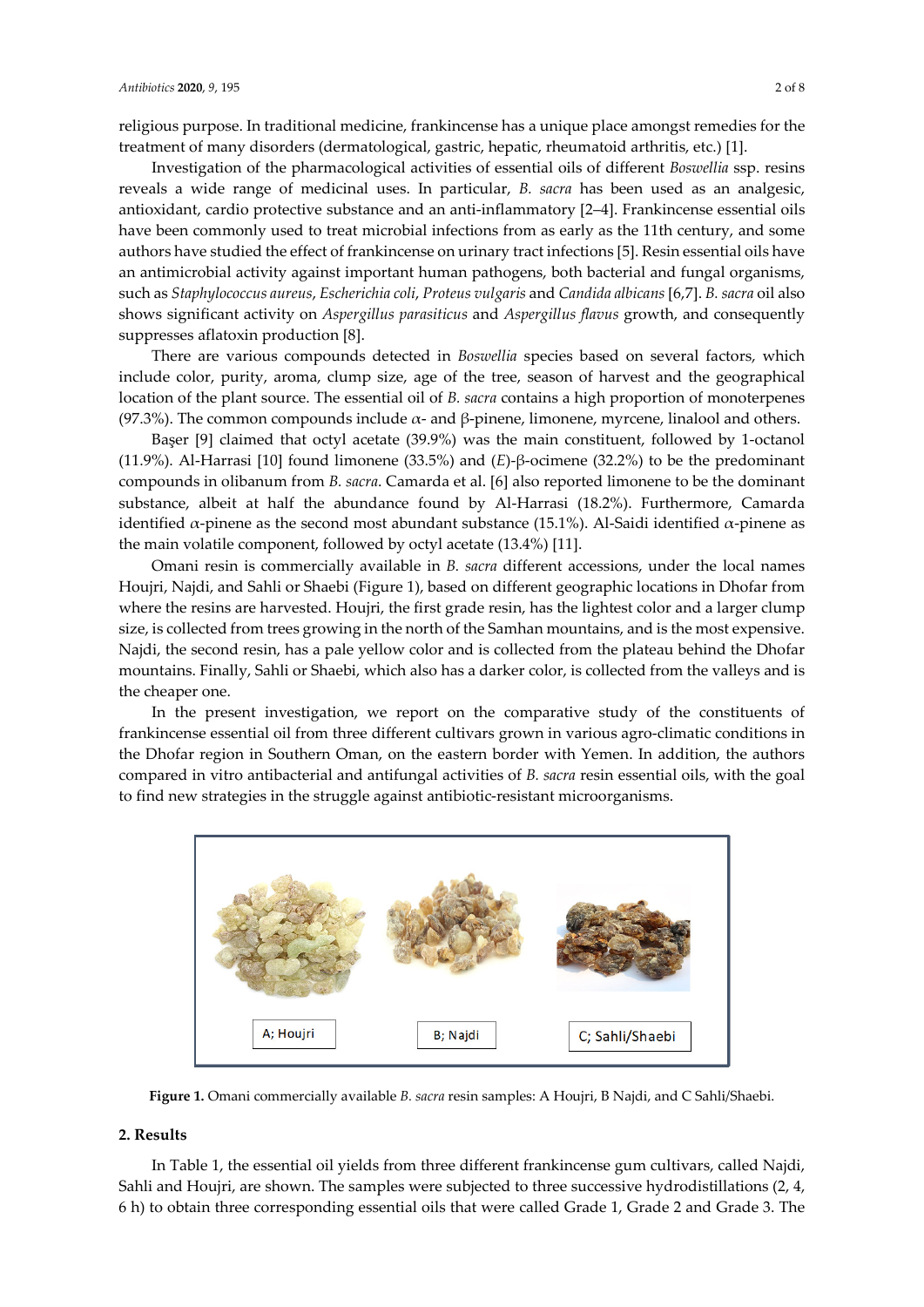religious purpose. In traditional medicine, frankincense has a unique place amongst remedies for the treatment of many disorders (dermatological, gastric, hepatic, rheumatoid arthritis, etc.) [1].

Investigation of the pharmacological activities of essential oils of different *Boswellia* ssp. resins reveals a wide range of medicinal uses. In particular, *B. sacra* has been used as an analgesic, antioxidant, cardio protective substance and an anti-inflammatory [2–4]. Frankincense essential oils have been commonly used to treat microbial infections from as early as the 11th century, and some authors have studied the effect of frankincense on urinary tract infections [5]. Resin essential oils have an antimicrobial activity against important human pathogens, both bacterial and fungal organisms, such as *Staphylococcus aureus*, *Escherichia coli*, *Proteus vulgaris* and *Candida albicans* [6,7]. *B. sacra* oil also shows significant activity on *Aspergillus parasiticus* and *Aspergillus flavus* growth, and consequently suppresses aflatoxin production [8].

There are various compounds detected in *Boswellia* species based on several factors, which include color, purity, aroma, clump size, age of the tree, season of harvest and the geographical location of the plant source. The essential oil of *B. sacra* contains a high proportion of monoterpenes (97.3%). The common compounds include α- and β-pinene, limonene, myrcene, linalool and others.

Başer [9] claimed that octyl acetate (39.9%) was the main constituent, followed by 1-octanol (11.9%). Al-Harrasi [10] found limonene (33.5%) and (*E*)-β-ocimene (32.2%) to be the predominant compounds in olibanum from *B. sacra*. Camarda et al. [6] also reported limonene to be the dominant substance, albeit at half the abundance found by Al-Harrasi (18.2%). Furthermore, Camarda identified α-pinene as the second most abundant substance (15.1%). Al-Saidi identified α-pinene as the main volatile component, followed by octyl acetate (13.4%) [11].

Omani resin is commercially available in *B. sacra* different accessions, under the local names Houjri, Najdi, and Sahli or Shaebi (Figure 1), based on different geographic locations in Dhofar from where the resins are harvested. Houjri, the first grade resin, has the lightest color and a larger clump size, is collected from trees growing in the north of the Samhan mountains, and is the most expensive. Najdi, the second resin, has a pale yellow color and is collected from the plateau behind the Dhofar mountains. Finally, Sahli or Shaebi, which also has a darker color, is collected from the valleys and is the cheaper one.

In the present investigation, we report on the comparative study of the constituents of frankincense essential oil from three different cultivars grown in various agro-climatic conditions in the Dhofar region in Southern Oman, on the eastern border with Yemen. In addition, the authors compared in vitro antibacterial and antifungal activities of *B. sacra* resin essential oils, with the goal to find new strategies in the struggle against antibiotic-resistant microorganisms.

A; Houjri B; Najdi C; Sahli/Shaebi

**Figure 1.** Omani commercially available *B. sacra* resin samples: A Houjri, B Najdi, and C Sahli/Shaebi.

## 2. Results

In Table 1, the essential oil yields from three different frankincense gum cultivars, called Najdi, Sahli and Houjri, are shown. The samples were subjected to three successive hydrodistillations (2, 4, 6 h) to obtain three corresponding essential oils that were called Grade 1, Grade 2 and Grade 3. The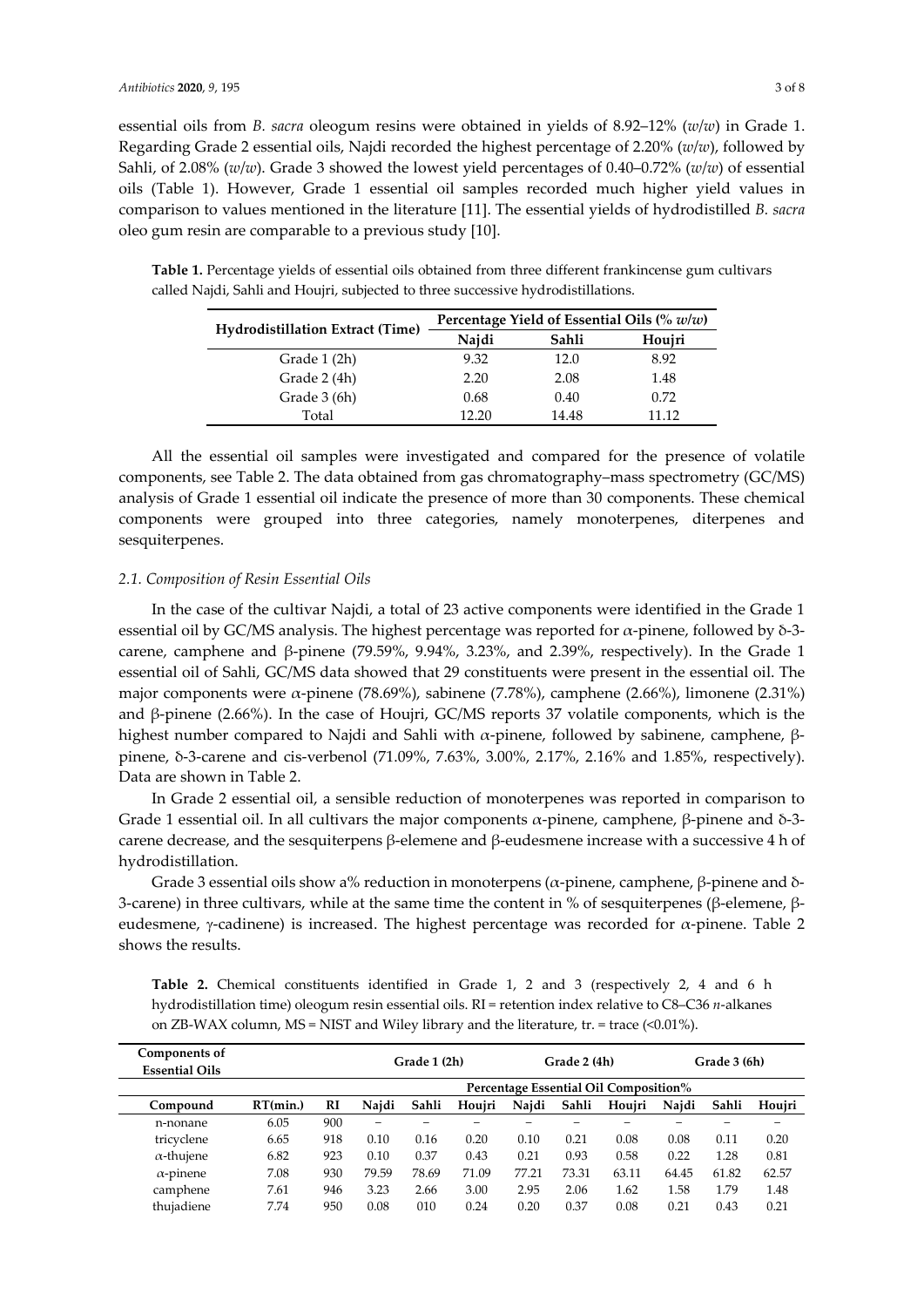essential oils from *B. sacra* oleogum resins were obtained in yields of 8.92–12% (*w/w*) in Grade 1. Regarding Grade 2 essential oils, Najdi recorded the highest percentage of 2.20% (*w/w*), followed by Sahli, of 2.08% (*w/w*). Grade 3 showed the lowest yield percentages of 0.40–0.72% (*w/w*) of essential oils (Table 1). However, Grade 1 essential oil samples recorded much higher yield values in comparison to values mentioned in the literature [11]. The essential yields of hydrodistilled *B. sacra* oleo gum resin are comparable to a previous study [10].

**Table 1.** Percentage yields of essential oils obtained from three different frankincense gum cultivars called Najdi, Sahli and Houjri, subjected to three successive hydrodistillations.

| Hydrodistillation Extract (Time) | Percentage Yield of Essential Oils (% *w/w*) | | |
|---|---|---|---|
| | Najdi | Sahli | Houjri |
| Grade 1 (2h) | 9.32 | 12.0 | 8.92 |
| Grade 2 (4h) | 2.20 | 2.08 | 1.48 |
| Grade 3 (6h) | 0.68 | 0.40 | 0.72 |
| Total | 12.20 | 14.48 | 11.12 |

All the essential oil samples were investigated and compared for the presence of volatile components, see Table 2. The data obtained from gas chromatography–mass spectrometry (GC/MS) analysis of Grade 1 essential oil indicate the presence of more than 30 components. These chemical components were grouped into three categories, namely monoterpenes, diterpenes and sesquiterpenes.

### 2.1. Composition of Resin Essential Oils

In the case of the cultivar Najdi, a total of 23 active components were identified in the Grade 1 essential oil by GC/MS analysis. The highest percentage was reported for α-pinene, followed by δ-3-carene, camphene and β-pinene (79.59%, 9.94%, 3.23%, and 2.39%, respectively). In the Grade 1 essential oil of Sahli, GC/MS data showed that 29 constituents were present in the essential oil. The major components were α-pinene (78.69%), sabinene (7.78%), camphene (2.66%), limonene (2.31%) and β-pinene (2.66%). In the case of Houjri, GC/MS reports 37 volatile components, which is the highest number compared to Najdi and Sahli with α-pinene, followed by sabinene, camphene, β-pinene, δ-3-carene and cis-verbenol (71.09%, 7.63%, 3.00%, 2.17%, 2.16% and 1.85%, respectively). Data are shown in Table 2.

In Grade 2 essential oil, a sensible reduction of monoterpenes was reported in comparison to Grade 1 essential oil. In all cultivars the major components α-pinene, camphene, β-pinene and δ-3-carene decrease, and the sesquiterpens β-elemene and β-eudesmene increase with a successive 4 h of hydrodistillation.

Grade 3 essential oils show a% reduction in monoterpens (α-pinene, camphene, β-pinene and δ-3-carene) in three cultivars, while at the same time the content in % of sesquiterpenes (β-elemene, β-eudesmene, γ-cadinene) is increased. The highest percentage was recorded for α-pinene. Table 2 shows the results.

**Table 2.** Chemical constituents identified in Grade 1, 2 and 3 (respectively 2, 4 and 6 h hydrodistillation time) oleogum resin essential oils. RI = retention index relative to C8–C36 *n*-alkanes on ZB-WAX column, MS = NIST and Wiley library and the literature, tr. = trace (<0.01%).

| Components of Essential Oils | | | Grade 1 (2h) | | | Grade 2 (4h) | | | Grade 3 (6h) | | |
|---|---|---|---|---|---|---|---|---|---|---|---|
| | | | Percentage Essential Oil Composition% | | | | | | | | |
| Compound | RT(min.) | RI | Najdi | Sahli | Houjri | Najdi | Sahli | Houjri | Najdi | Sahli | Houjri |
| n-nonane | 6.05 | 900 | – | – | – | – | – | – | – | – | – |
| tricyclene | 6.65 | 918 | 0.10 | 0.16 | 0.20 | 0.10 | 0.21 | 0.08 | 0.08 | 0.11 | 0.20 |
| α-thujene | 6.82 | 923 | 0.10 | 0.37 | 0.43 | 0.21 | 0.93 | 0.58 | 0.22 | 1.28 | 0.81 |
| α-pinene | 7.08 | 930 | 79.59 | 78.69 | 71.09 | 77.21 | 73.31 | 63.11 | 64.45 | 61.82 | 62.57 |
| camphene | 7.61 | 946 | 3.23 | 2.66 | 3.00 | 2.95 | 2.06 | 1.62 | 1.58 | 1.79 | 1.48 |
| thujadiene | 7.74 | 950 | 0.08 | 010 | 0.24 | 0.20 | 0.37 | 0.08 | 0.21 | 0.43 | 0.21 |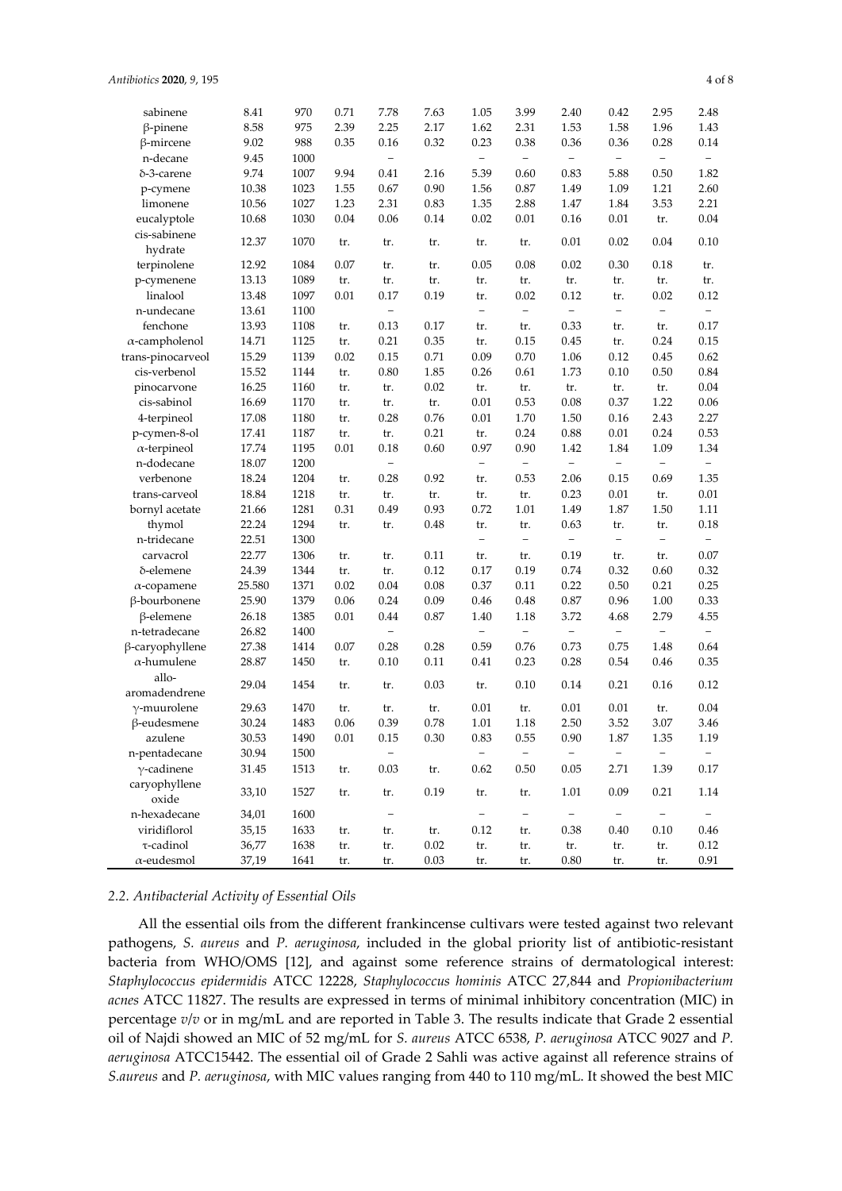| sabinene | 8.41 | 970 | 0.71 | 7.78 | 7.63 | 1.05 | 3.99 | 2.40 | 0.42 | 2.95 | 2.48 |
|---|---|---|---|---|---|---|---|---|---|---|---|
| β-pinene | 8.58 | 975 | 2.39 | 2.25 | 2.17 | 1.62 | 2.31 | 1.53 | 1.58 | 1.96 | 1.43 |
| β-mircene | 9.02 | 988 | 0.35 | 0.16 | 0.32 | 0.23 | 0.38 | 0.36 | 0.36 | 0.28 | 0.14 |
| n-decane | 9.45 | 1000 | | – | | – | – | – | – | – | – |
| δ-3-carene | 9.74 | 1007 | 9.94 | 0.41 | 2.16 | 5.39 | 0.60 | 0.83 | 5.88 | 0.50 | 1.82 |
| p-cymene | 10.38 | 1023 | 1.55 | 0.67 | 0.90 | 1.56 | 0.87 | 1.49 | 1.09 | 1.21 | 2.60 |
| limonene | 10.56 | 1027 | 1.23 | 2.31 | 0.83 | 1.35 | 2.88 | 1.47 | 1.84 | 3.53 | 2.21 |
| eucalyptole | 10.68 | 1030 | 0.04 | 0.06 | 0.14 | 0.02 | 0.01 | 0.16 | 0.01 | tr. | 0.04 |
| cis-sabinene hydrate | 12.37 | 1070 | tr. | tr. | tr. | tr. | tr. | 0.01 | 0.02 | 0.04 | 0.10 |
| terpinolene | 12.92 | 1084 | 0.07 | tr. | tr. | 0.05 | 0.08 | 0.02 | 0.30 | 0.18 | tr. |
| p-cymenene | 13.13 | 1089 | tr. | tr. | tr. | tr. | tr. | tr. | tr. | tr. | tr. |
| linalool | 13.48 | 1097 | 0.01 | 0.17 | 0.19 | tr. | 0.02 | 0.12 | tr. | 0.02 | 0.12 |
| n-undecane | 13.61 | 1100 | | – | | – | – | – | – | – | – |
| fenchone | 13.93 | 1108 | tr. | 0.13 | 0.17 | tr. | tr. | 0.33 | tr. | tr. | 0.17 |
| α-campholenol | 14.71 | 1125 | tr. | 0.21 | 0.35 | tr. | 0.15 | 0.45 | tr. | 0.24 | 0.15 |
| trans-pinocarveol | 15.29 | 1139 | 0.02 | 0.15 | 0.71 | 0.09 | 0.70 | 1.06 | 0.12 | 0.45 | 0.62 |
| cis-verbenol | 15.52 | 1144 | tr. | 0.80 | 1.85 | 0.26 | 0.61 | 1.73 | 0.10 | 0.50 | 0.84 |
| pinocarvone | 16.25 | 1160 | tr. | tr. | 0.02 | tr. | tr. | tr. | tr. | tr. | 0.04 |
| cis-sabinol | 16.69 | 1170 | tr. | tr. | tr. | 0.01 | 0.53 | 0.08 | 0.37 | 1.22 | 0.06 |
| 4-terpineol | 17.08 | 1180 | tr. | 0.28 | 0.76 | 0.01 | 1.70 | 1.50 | 0.16 | 2.43 | 2.27 |
| p-cymen-8-ol | 17.41 | 1187 | tr. | tr. | 0.21 | tr. | 0.24 | 0.88 | 0.01 | 0.24 | 0.53 |
| α-terpineol | 17.74 | 1195 | 0.01 | 0.18 | 0.60 | 0.97 | 0.90 | 1.42 | 1.84 | 1.09 | 1.34 |
| n-dodecane | 18.07 | 1200 | | – | | – | – | – | – | – | – |
| verbenone | 18.24 | 1204 | tr. | 0.28 | 0.92 | tr. | 0.53 | 2.06 | 0.15 | 0.69 | 1.35 |
| trans-carveol | 18.84 | 1218 | tr. | tr. | tr. | tr. | tr. | 0.23 | 0.01 | tr. | 0.01 |
| bornyl acetate | 21.66 | 1281 | 0.31 | 0.49 | 0.93 | 0.72 | 1.01 | 1.49 | 1.87 | 1.50 | 1.11 |
| thymol | 22.24 | 1294 | tr. | tr. | 0.48 | tr. | tr. | 0.63 | tr. | tr. | 0.18 |
| n-tridecane | 22.51 | 1300 | | | | – | – | – | – | – | – |
| carvacrol | 22.77 | 1306 | tr. | tr. | 0.11 | tr. | tr. | 0.19 | tr. | tr. | 0.07 |
| δ-elemene | 24.39 | 1344 | tr. | tr. | 0.12 | 0.17 | 0.19 | 0.74 | 0.32 | 0.60 | 0.32 |
| α-copamene | 25.580 | 1371 | 0.02 | 0.04 | 0.08 | 0.37 | 0.11 | 0.22 | 0.50 | 0.21 | 0.25 |
| β-bourbonene | 25.90 | 1379 | 0.06 | 0.24 | 0.09 | 0.46 | 0.48 | 0.87 | 0.96 | 1.00 | 0.33 |
| β-elemene | 26.18 | 1385 | 0.01 | 0.44 | 0.87 | 1.40 | 1.18 | 3.72 | 4.68 | 2.79 | 4.55 |
| n-tetradecane | 26.82 | 1400 | | – | | – | – | – | – | – | – |
| β-caryophyllene | 27.38 | 1414 | 0.07 | 0.28 | 0.28 | 0.59 | 0.76 | 0.73 | 0.75 | 1.48 | 0.64 |
| α-humulene | 28.87 | 1450 | tr. | 0.10 | 0.11 | 0.41 | 0.23 | 0.28 | 0.54 | 0.46 | 0.35 |
| allo-aromadendrene | 29.04 | 1454 | tr. | tr. | 0.03 | tr. | 0.10 | 0.14 | 0.21 | 0.16 | 0.12 |
| γ-muurolene | 29.63 | 1470 | tr. | tr. | tr. | 0.01 | tr. | 0.01 | 0.01 | tr. | 0.04 |
| β-eudesmene | 30.24 | 1483 | 0.06 | 0.39 | 0.78 | 1.01 | 1.18 | 2.50 | 3.52 | 3.07 | 3.46 |
| azulene | 30.53 | 1490 | 0.01 | 0.15 | 0.30 | 0.83 | 0.55 | 0.90 | 1.87 | 1.35 | 1.19 |
| n-pentadecane | 30.94 | 1500 | | – | | – | – | – | – | – | – |
| γ-cadinene | 31.45 | 1513 | tr. | 0.03 | tr. | 0.62 | 0.50 | 0.05 | 2.71 | 1.39 | 0.17 |
| caryophyllene oxide | 33,10 | 1527 | tr. | tr. | 0.19 | tr. | tr. | 1.01 | 0.09 | 0.21 | 1.14 |
| n-hexadecane | 34,01 | 1600 | | – | | – | – | – | – | – | – |
| viridiflorol | 35,15 | 1633 | tr. | tr. | tr. | 0.12 | tr. | 0.38 | 0.40 | 0.10 | 0.46 |
| τ-cadinol | 36,77 | 1638 | tr. | tr. | 0.02 | tr. | tr. | tr. | tr. | tr. | 0.12 |
| α-eudesmol | 37,19 | 1641 | tr. | tr. | 0.03 | tr. | tr. | 0.80 | tr. | tr. | 0.91 |

### 2.2. Antibacterial Activity of Essential Oils

All the essential oils from the different frankincense cultivars were tested against two relevant pathogens, *S. aureus* and *P. aeruginosa*, included in the global priority list of antibiotic-resistant bacteria from WHO/OMS [12], and against some reference strains of dermatological interest: *Staphylococcus epidermidis* ATCC 12228, *Staphylococcus hominis* ATCC 27,844 and *Propionibacterium acnes* ATCC 11827. The results are expressed in terms of minimal inhibitory concentration (MIC) in percentage *v*/*v* or in mg/mL and are reported in Table 3. The results indicate that Grade 2 essential oil of Najdi showed an MIC of 52 mg/mL for *S. aureus* ATCC 6538, *P. aeruginosa* ATCC 9027 and *P. aeruginosa* ATCC15442. The essential oil of Grade 2 Sahli was active against all reference strains of *S.aureus* and *P. aeruginosa*, with MIC values ranging from 440 to 110 mg/mL. It showed the best MIC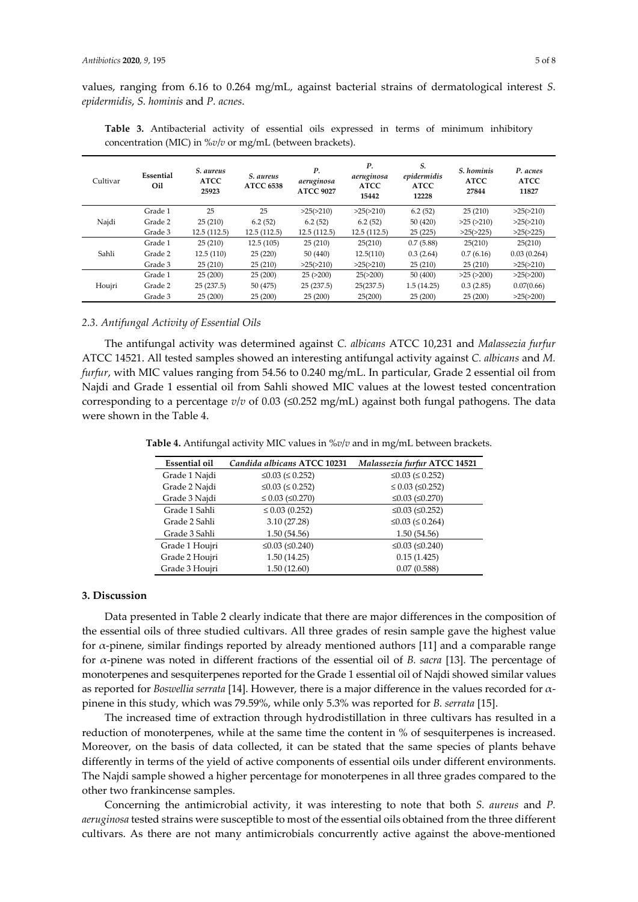values, ranging from 6.16 to 0.264 mg/mL, against bacterial strains of dermatological interest *S. epidermidis*, *S. hominis* and *P. acnes*.

**Table 3.** Antibacterial activity of essential oils expressed in terms of minimum inhibitory concentration (MIC) in %*v*/*v* or mg/mL (between brackets).

| Cultivar | Essential Oil | *S. aureus* ATCC 25923 | *S. aureus* ATCC 6538 | *P. aeruginosa* ATCC 9027 | *P. aeruginosa* ATCC 15442 | *S. epidermidis* ATCC 12228 | *S. hominis* ATCC 27844 | *P. acnes* ATCC 11827 |
|---|---|---|---|---|---|---|---|---|
| Najdi | Grade 1 | 25 | 25 | >25(>210) | >25(>210) | 6.2 (52) | 25 (210) | >25(>210) |
| | Grade 2 | 25 (210) | 6.2 (52) | 6.2 (52) | 6.2 (52) | 50 (420) | >25 (>210) | >25(>210) |
| | Grade 3 | 12.5 (112.5) | 12.5 (112.5) | 12.5 (112.5) | 12.5 (112.5) | 25 (225) | >25(>225) | >25(>225) |
| Sahli | Grade 1 | 25 (210) | 12.5 (105) | 25 (210) | 25(210) | 0.7 (5.88) | 25(210) | 25(210) |
| | Grade 2 | 12.5 (110) | 25 (220) | 50 (440) | 12.5(110) | 0.3 (2.64) | 0.7 (6.16) | 0.03 (0.264) |
| | Grade 3 | 25 (210) | 25 (210) | >25(>210) | >25(>210) | 25 (210) | 25 (210) | >25(>210) |
| Houjri | Grade 1 | 25 (200) | 25 (200) | 25 (>200) | 25(>200) | 50 (400) | >25 (>200) | >25(>200) |
| | Grade 2 | 25 (237.5) | 50 (475) | 25 (237.5) | 25(237.5) | 1.5 (14.25) | 0.3 (2.85) | 0.07(0.66) |
| | Grade 3 | 25 (200) | 25 (200) | 25 (200) | 25(200) | 25 (200) | 25 (200) | >25(>200) |

### 2.3. Antifungal Activity of Essential Oils

The antifungal activity was determined against *C. albicans* ATCC 10,231 and *Malassezia furfur* ATCC 14521. All tested samples showed an interesting antifungal activity against *C. albicans* and *M. furfur*, with MIC values ranging from 54.56 to 0.240 mg/mL. In particular, Grade 2 essential oil from Najdi and Grade 1 essential oil from Sahli showed MIC values at the lowest tested concentration corresponding to a percentage *v*/*v* of 0.03 (≤0.252 mg/mL) against both fungal pathogens. The data were shown in the Table 4.

**Table 4.** Antifungal activity MIC values in %*v*/*v* and in mg/mL between brackets.

| Essential oil | *Candida albicans* ATCC 10231 | *Malassezia furfur* ATCC 14521 |
|---|---|---|
| Grade 1 Najdi | ≤0.03 (≤ 0.252) | ≤0.03 (≤ 0.252) |
| Grade 2 Najdi | ≤0.03 (≤ 0.252) | ≤ 0.03 (≤0.252) |
| Grade 3 Najdi | ≤ 0.03 (≤0.270) | ≤0.03 (≤0.270) |
| Grade 1 Sahli | ≤ 0.03 (0.252) | ≤0.03 (≤0.252) |
| Grade 2 Sahli | 3.10 (27.28) | ≤0.03 (≤ 0.264) |
| Grade 3 Sahli | 1.50 (54.56) | 1.50 (54.56) |
| Grade 1 Houjri | ≤0.03 (≤0.240) | ≤0.03 (≤0.240) |
| Grade 2 Houjri | 1.50 (14.25) | 0.15 (1.425) |
| Grade 3 Houjri | 1.50 (12.60) | 0.07 (0.588) |

## 3. Discussion

Data presented in Table 2 clearly indicate that there are major differences in the composition of the essential oils of three studied cultivars. All three grades of resin sample gave the highest value for α-pinene, similar findings reported by already mentioned authors [11] and a comparable range for α-pinene was noted in different fractions of the essential oil of *B. sacra* [13]. The percentage of monoterpenes and sesquiterpenes reported for the Grade 1 essential oil of Najdi showed similar values as reported for *Boswellia serrata* [14]. However, there is a major difference in the values recorded for α-pinene in this study, which was 79.59%, while only 5.3% was reported for *B. serrata* [15].

The increased time of extraction through hydrodistillation in three cultivars has resulted in a reduction of monoterpenes, while at the same time the content in % of sesquiterpenes is increased. Moreover, on the basis of data collected, it can be stated that the same species of plants behave differently in terms of the yield of active components of essential oils under different environments. The Najdi sample showed a higher percentage for monoterpenes in all three grades compared to the other two frankincense samples.

Concerning the antimicrobial activity, it was interesting to note that both *S. aureus* and *P. aeruginosa* tested strains were susceptible to most of the essential oils obtained from the three different cultivars. As there are not many antimicrobials concurrently active against the above-mentioned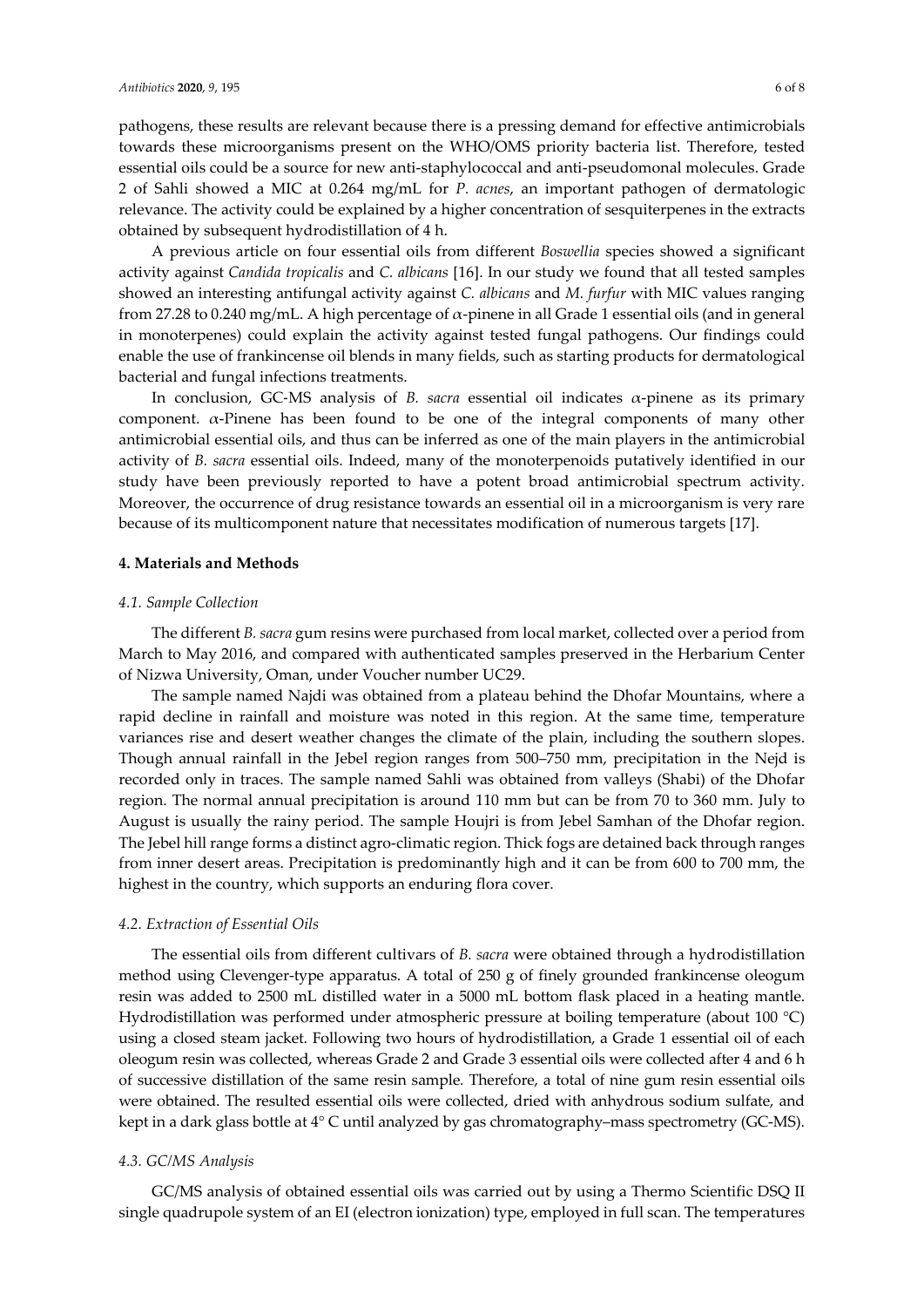pathogens, these results are relevant because there is a pressing demand for effective antimicrobials towards these microorganisms present on the WHO/OMS priority bacteria list. Therefore, tested essential oils could be a source for new anti-staphylococcal and anti-pseudomonal molecules. Grade 2 of Sahli showed a MIC at 0.264 mg/mL for *P. acnes*, an important pathogen of dermatologic relevance. The activity could be explained by a higher concentration of sesquiterpenes in the extracts obtained by subsequent hydrodistillation of 4 h.

A previous article on four essential oils from different *Boswellia* species showed a significant activity against *Candida tropicalis* and *C. albicans* [16]. In our study we found that all tested samples showed an interesting antifungal activity against *C. albicans* and *M. furfur* with MIC values ranging from 27.28 to 0.240 mg/mL. A high percentage of α-pinene in all Grade 1 essential oils (and in general in monoterpenes) could explain the activity against tested fungal pathogens. Our findings could enable the use of frankincense oil blends in many fields, such as starting products for dermatological bacterial and fungal infections treatments.

In conclusion, GC-MS analysis of *B. sacra* essential oil indicates α-pinene as its primary component. α-Pinene has been found to be one of the integral components of many other antimicrobial essential oils, and thus can be inferred as one of the main players in the antimicrobial activity of *B. sacra* essential oils. Indeed, many of the monoterpenoids putatively identified in our study have been previously reported to have a potent broad antimicrobial spectrum activity. Moreover, the occurrence of drug resistance towards an essential oil in a microorganism is very rare because of its multicomponent nature that necessitates modification of numerous targets [17].

## 4. Materials and Methods

### 4.1. Sample Collection

The different *B. sacra* gum resins were purchased from local market, collected over a period from March to May 2016, and compared with authenticated samples preserved in the Herbarium Center of Nizwa University, Oman, under Voucher number UC29.

The sample named Najdi was obtained from a plateau behind the Dhofar Mountains, where a rapid decline in rainfall and moisture was noted in this region. At the same time, temperature variances rise and desert weather changes the climate of the plain, including the southern slopes. Though annual rainfall in the Jebel region ranges from 500–750 mm, precipitation in the Nejd is recorded only in traces. The sample named Sahli was obtained from valleys (Shabi) of the Dhofar region. The normal annual precipitation is around 110 mm but can be from 70 to 360 mm. July to August is usually the rainy period. The sample Houjri is from Jebel Samhan of the Dhofar region. The Jebel hill range forms a distinct agro-climatic region. Thick fogs are detained back through ranges from inner desert areas. Precipitation is predominantly high and it can be from 600 to 700 mm, the highest in the country, which supports an enduring flora cover.

### 4.2. Extraction of Essential Oils

The essential oils from different cultivars of *B. sacra* were obtained through a hydrodistillation method using Clevenger-type apparatus. A total of 250 g of finely grounded frankincense oleogum resin was added to 2500 mL distilled water in a 5000 mL bottom flask placed in a heating mantle. Hydrodistillation was performed under atmospheric pressure at boiling temperature (about 100 °C) using a closed steam jacket. Following two hours of hydrodistillation, a Grade 1 essential oil of each oleogum resin was collected, whereas Grade 2 and Grade 3 essential oils were collected after 4 and 6 h of successive distillation of the same resin sample. Therefore, a total of nine gum resin essential oils were obtained. The resulted essential oils were collected, dried with anhydrous sodium sulfate, and kept in a dark glass bottle at 4° C until analyzed by gas chromatography–mass spectrometry (GC-MS).

### 4.3. GC/MS Analysis

GC/MS analysis of obtained essential oils was carried out by using a Thermo Scientific DSQ II single quadrupole system of an EI (electron ionization) type, employed in full scan. The temperatures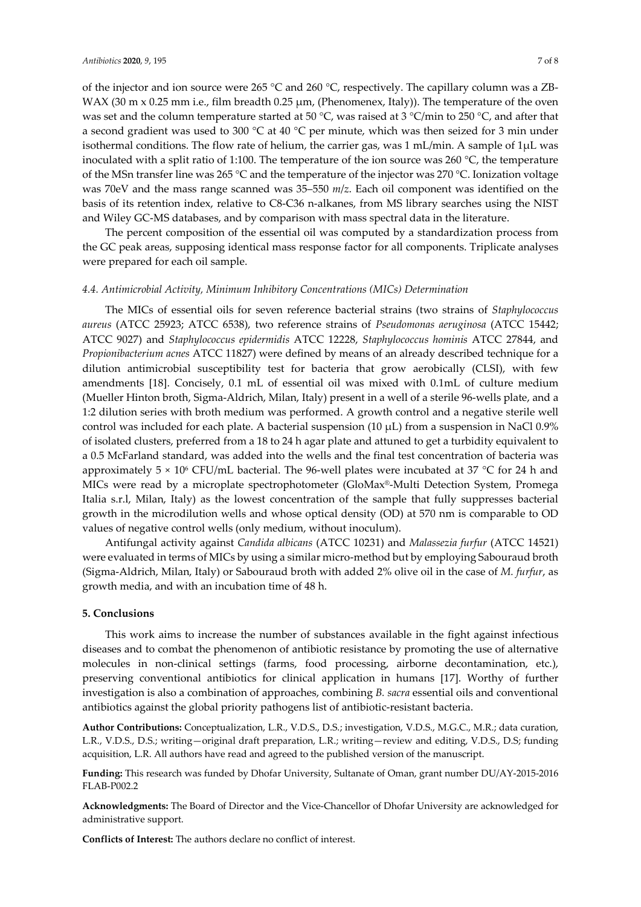of the injector and ion source were 265 °C and 260 °C, respectively. The capillary column was a ZB-WAX (30 m x 0.25 mm i.e., film breadth 0.25 µm, (Phenomenex, Italy)). The temperature of the oven was set and the column temperature started at 50 °C, was raised at 3 °C/min to 250 °C, and after that a second gradient was used to 300 °C at 40 °C per minute, which was then seized for 3 min under isothermal conditions. The flow rate of helium, the carrier gas, was 1 mL/min. A sample of 1µL was inoculated with a split ratio of 1:100. The temperature of the ion source was 260 °C, the temperature of the MSn transfer line was 265 °C and the temperature of the injector was 270 °C. Ionization voltage was 70eV and the mass range scanned was 35–550 *m/z*. Each oil component was identified on the basis of its retention index, relative to C8-C36 n-alkanes, from MS library searches using the NIST and Wiley GC-MS databases, and by comparison with mass spectral data in the literature.

The percent composition of the essential oil was computed by a standardization process from the GC peak areas, supposing identical mass response factor for all components. Triplicate analyses were prepared for each oil sample.

### *4.4. Antimicrobial Activity, Minimum Inhibitory Concentrations (MICs) Determination*

The MICs of essential oils for seven reference bacterial strains (two strains of *Staphylococcus aureus* (ATCC 25923; ATCC 6538), two reference strains of *Pseudomonas aeruginosa* (ATCC 15442; ATCC 9027) and *Staphylococcus epidermidis* ATCC 12228, *Staphylococcus hominis* ATCC 27844, and *Propionibacterium acnes* ATCC 11827) were defined by means of an already described technique for a dilution antimicrobial susceptibility test for bacteria that grow aerobically (CLSI), with few amendments [18]. Concisely, 0.1 mL of essential oil was mixed with 0.1mL of culture medium (Mueller Hinton broth, Sigma-Aldrich, Milan, Italy) present in a well of a sterile 96-wells plate, and a 1:2 dilution series with broth medium was performed. A growth control and a negative sterile well control was included for each plate. A bacterial suspension (10 µL) from a suspension in NaCl 0.9% of isolated clusters, preferred from a 18 to 24 h agar plate and attuned to get a turbidity equivalent to a 0.5 McFarland standard, was added into the wells and the final test concentration of bacteria was approximately $5 \times 10^6$ CFU/mL bacterial. The 96-well plates were incubated at 37 °C for 24 h and MICs were read by a microplate spectrophotometer (GloMax®-Multi Detection System, Promega Italia s.r.l, Milan, Italy) as the lowest concentration of the sample that fully suppresses bacterial growth in the microdilution wells and whose optical density (OD) at 570 nm is comparable to OD values of negative control wells (only medium, without inoculum).

Antifungal activity against *Candida albicans* (ATCC 10231) and *Malassezia furfur* (ATCC 14521) were evaluated in terms of MICs by using a similar micro-method but by employing Sabouraud broth (Sigma-Aldrich, Milan, Italy) or Sabouraud broth with added 2% olive oil in the case of *M. furfur*, as growth media, and with an incubation time of 48 h.

## 5. Conclusions

This work aims to increase the number of substances available in the fight against infectious diseases and to combat the phenomenon of antibiotic resistance by promoting the use of alternative molecules in non-clinical settings (farms, food processing, airborne decontamination, etc.), preserving conventional antibiotics for clinical application in humans [17]. Worthy of further investigation is also a combination of approaches, combining *B. sacra* essential oils and conventional antibiotics against the global priority pathogens list of antibiotic-resistant bacteria.

**Author Contributions:** Conceptualization, L.R., V.D.S., D.S.; investigation, V.D.S., M.G.C., M.R.; data curation, L.R., V.D.S., D.S.; writing—original draft preparation, L.R.; writing—review and editing, V.D.S., D.S; funding acquisition, L.R. All authors have read and agreed to the published version of the manuscript.

**Funding:** This research was funded by Dhofar University, Sultanate of Oman, grant number DU/AY-2015-2016 FLAB-P002.2

**Acknowledgments:** The Board of Director and the Vice-Chancellor of Dhofar University are acknowledged for administrative support.

**Conflicts of Interest:** The authors declare no conflict of interest.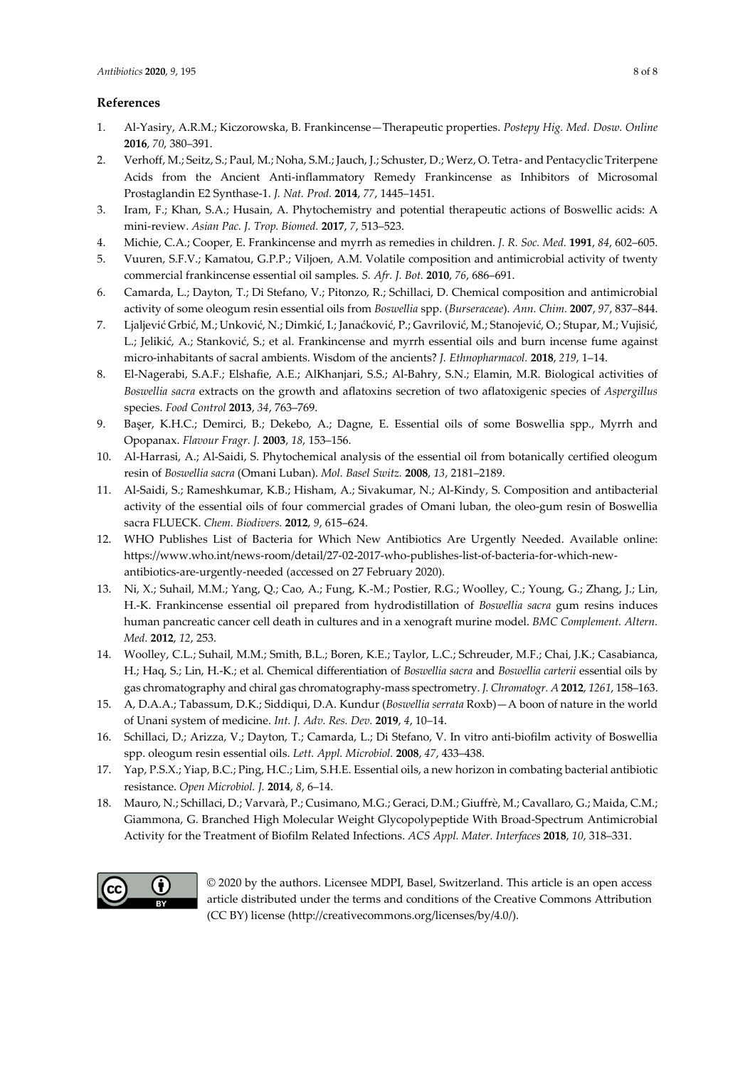## References

1. Al-Yasiry, A.R.M.; Kiczorowska, B. Frankincense—Therapeutic properties. *Postepy Hig. Med. Dosw. Online* **2016**, *70*, 380–391.
2. Verhoff, M.; Seitz, S.; Paul, M.; Noha, S.M.; Jauch, J.; Schuster, D.; Werz, O. Tetra- and Pentacyclic Triterpene Acids from the Ancient Anti-inflammatory Remedy Frankincense as Inhibitors of Microsomal Prostaglandin E2 Synthase-1. *J. Nat. Prod.* **2014**, *77*, 1445–1451.
3. Iram, F.; Khan, S.A.; Husain, A. Phytochemistry and potential therapeutic actions of Boswellic acids: A mini-review. *Asian Pac. J. Trop. Biomed.* **2017**, *7*, 513–523.
4. Michie, C.A.; Cooper, E. Frankincense and myrrh as remedies in children. *J. R. Soc. Med.* **1991**, *84*, 602–605.
5. Vuuren, S.F.V.; Kamatou, G.P.P.; Viljoen, A.M. Volatile composition and antimicrobial activity of twenty commercial frankincense essential oil samples. *S. Afr. J. Bot.* **2010**, *76*, 686–691.
6. Camarda, L.; Dayton, T.; Di Stefano, V.; Pitonzo, R.; Schillaci, D. Chemical composition and antimicrobial activity of some oleogum resin essential oils from *Boswellia* spp. (*Burseraceae*). *Ann. Chim.* **2007**, *97*, 837–844.
7. Ljaljević Grbić, M.; Unković, N.; Dimkić, I.; Janaćković, P.; Gavrilović, M.; Stanojević, O.; Stupar, M.; Vujisić, L.; Jelikić, A.; Stanković, S.; et al. Frankincense and myrrh essential oils and burn incense fume against micro-inhabitants of sacral ambients. Wisdom of the ancients? *J. Ethnopharmacol.* **2018**, *219*, 1–14.
8. El-Nagerabi, S.A.F.; Elshafie, A.E.; AlKhanjari, S.S.; Al-Bahry, S.N.; Elamin, M.R. Biological activities of *Boswellia sacra* extracts on the growth and aflatoxins secretion of two aflatoxigenic species of *Aspergillus* species. *Food Control* **2013**, *34*, 763–769.
9. Başer, K.H.C.; Demirci, B.; Dekebo, A.; Dagne, E. Essential oils of some Boswellia spp., Myrrh and Opopanax. *Flavour Fragr. J.* **2003**, *18*, 153–156.
10. Al-Harrasi, A.; Al-Saidi, S. Phytochemical analysis of the essential oil from botanically certified oleogum resin of *Boswellia sacra* (Omani Luban). *Mol. Basel Switz.* **2008**, *13*, 2181–2189.
11. Al-Saidi, S.; Rameshkumar, K.B.; Hisham, A.; Sivakumar, N.; Al-Kindy, S. Composition and antibacterial activity of the essential oils of four commercial grades of Omani luban, the oleo-gum resin of Boswellia sacra FLUECK. *Chem. Biodivers.* **2012**, *9*, 615–624.
12. WHO Publishes List of Bacteria for Which New Antibiotics Are Urgently Needed. Available online: https://www.who.int/news-room/detail/27-02-2017-who-publishes-list-of-bacteria-for-which-new-antibiotics-are-urgently-needed (accessed on 27 February 2020).
13. Ni, X.; Suhail, M.M.; Yang, Q.; Cao, A.; Fung, K.-M.; Postier, R.G.; Woolley, C.; Young, G.; Zhang, J.; Lin, H.-K. Frankincense essential oil prepared from hydrodistillation of *Boswellia sacra* gum resins induces human pancreatic cancer cell death in cultures and in a xenograft murine model. *BMC Complement. Altern. Med.* **2012**, *12*, 253.
14. Woolley, C.L.; Suhail, M.M.; Smith, B.L.; Boren, K.E.; Taylor, L.C.; Schreuder, M.F.; Chai, J.K.; Casabianca, H.; Haq, S.; Lin, H.-K.; et al. Chemical differentiation of *Boswellia sacra* and *Boswellia carterii* essential oils by gas chromatography and chiral gas chromatography-mass spectrometry. *J. Chromatogr. A* **2012**, *1261*, 158–163.
15. A, D.A.A.; Tabassum, D.K.; Siddiqui, D.A. Kundur (*Boswellia serrata* Roxb)—A boon of nature in the world of Unani system of medicine. *Int. J. Adv. Res. Dev.* **2019**, *4*, 10–14.
16. Schillaci, D.; Arizza, V.; Dayton, T.; Camarda, L.; Di Stefano, V. In vitro anti-biofilm activity of Boswellia spp. oleogum resin essential oils. *Lett. Appl. Microbiol.* **2008**, *47*, 433–438.
17. Yap, P.S.X.; Yiap, B.C.; Ping, H.C.; Lim, S.H.E. Essential oils, a new horizon in combating bacterial antibiotic resistance. *Open Microbiol. J.* **2014**, *8*, 6–14.
18. Mauro, N.; Schillaci, D.; Varvarà, P.; Cusimano, M.G.; Geraci, D.M.; Giuffrè, M.; Cavallaro, G.; Maida, C.M.; Giammona, G. Branched High Molecular Weight Glycopolypeptide With Broad-Spectrum Antimicrobial Activity for the Treatment of Biofilm Related Infections. *ACS Appl. Mater. Interfaces* **2018**, *10*, 318–331.

© 2020 by the authors. Licensee MDPI, Basel, Switzerland. This article is an open access article distributed under the terms and conditions of the Creative Commons Attribution (CC BY) license (http://creativecommons.org/licenses/by/4.0/).